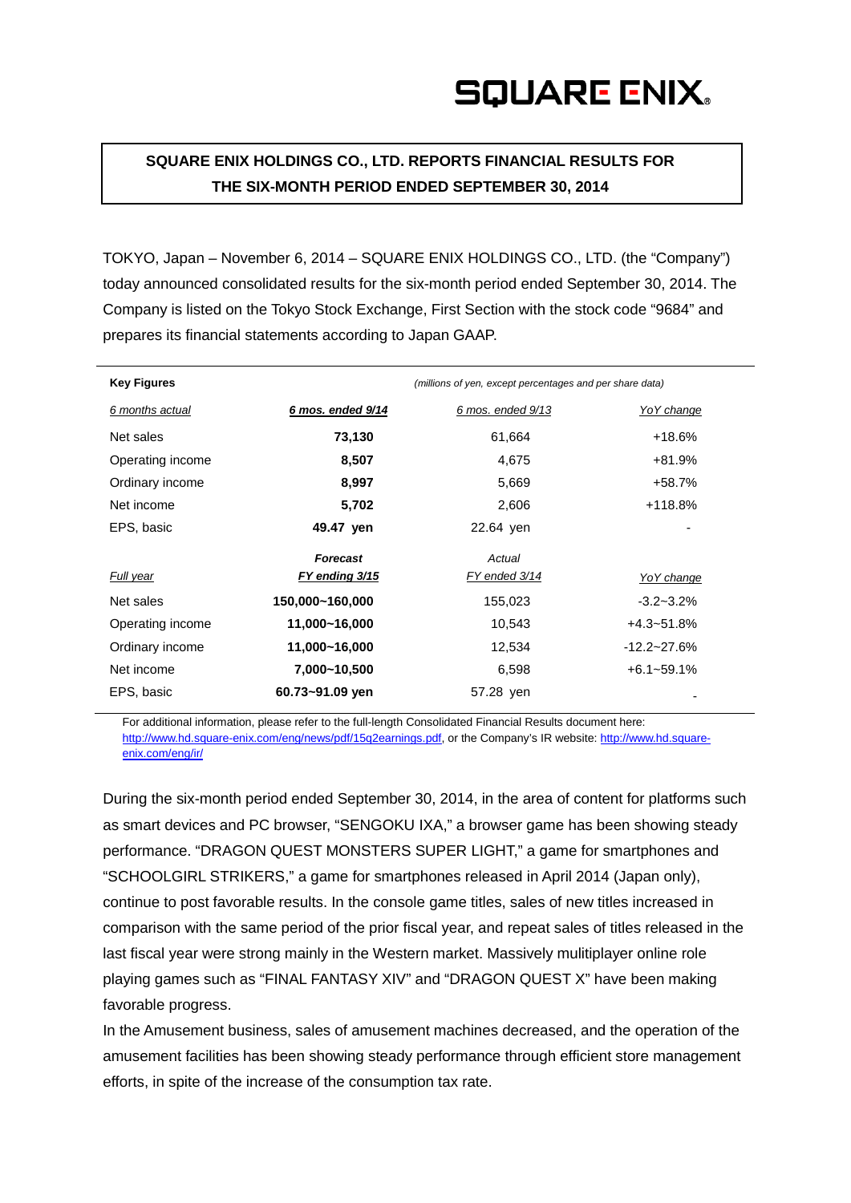SQUARE ENIX

# SQUARE ENIX HOLDINGS CO., LTD. REPORTS FINANCIAL RESULTS FOR THE SIX-MONTH PERIOD ENDED SEPTEMBER 30, 2014

TOKYO, Japan – November 6, 2014 – SQUARE ENIX HOLDINGS CO., LTD. (the "Company") today announced consolidated results for the six-month period ended September 30, 2014. The Company is listed on the Tokyo Stock Exchange, First Section with the stock code "9684" and prepares its financial statements according to Japan GAAP.

**Key Figures** *(millions of yen, except percentages and per share data)*

| *6 months actual* | ***6 mos. ended 9/14*** | *6 mos. ended 9/13* | *YoY change* |
|---|---|---|---|
| Net sales | **73,130** | 61,664 | +18.6% |
| Operating income | **8,507** | 4,675 | +81.9% |
| Ordinary income | **8,997** | 5,669 | +58.7% |
| Net income | **5,702** | 2,606 | +118.8% |
| EPS, basic | **49.47 yen** | 22.64 yen | - |
| | ***Forecast*** | *Actual* | |
| *Full year* | ***FY ending 3/15*** | *FY ended 3/14* | *YoY change* |
| Net sales | **150,000~160,000** | 155,023 | -3.2~3.2% |
| Operating income | **11,000~16,000** | 10,543 | +4.3~51.8% |
| Ordinary income | **11,000~16,000** | 12,534 | -12.2~27.6% |
| Net income | **7,000~10,500** | 6,598 | +6.1~59.1% |
| EPS, basic | **60.73~91.09 yen** | 57.28 yen | - |

For additional information, please refer to the full-length Consolidated Financial Results document here: http://www.hd.square-enix.com/eng/news/pdf/15q2earnings.pdf, or the Company's IR website: http://www.hd.square-enix.com/eng/ir/

During the six-month period ended September 30, 2014, in the area of content for platforms such as smart devices and PC browser, "SENGOKU IXA," a browser game has been showing steady performance. "DRAGON QUEST MONSTERS SUPER LIGHT," a game for smartphones and "SCHOOLGIRL STRIKERS," a game for smartphones released in April 2014 (Japan only), continue to post favorable results. In the console game titles, sales of new titles increased in comparison with the same period of the prior fiscal year, and repeat sales of titles released in the last fiscal year were strong mainly in the Western market. Massively mulitiplayer online role playing games such as "FINAL FANTASY XIV" and "DRAGON QUEST X" have been making favorable progress.

In the Amusement business, sales of amusement machines decreased, and the operation of the amusement facilities has been showing steady performance through efficient store management efforts, in spite of the increase of the consumption tax rate.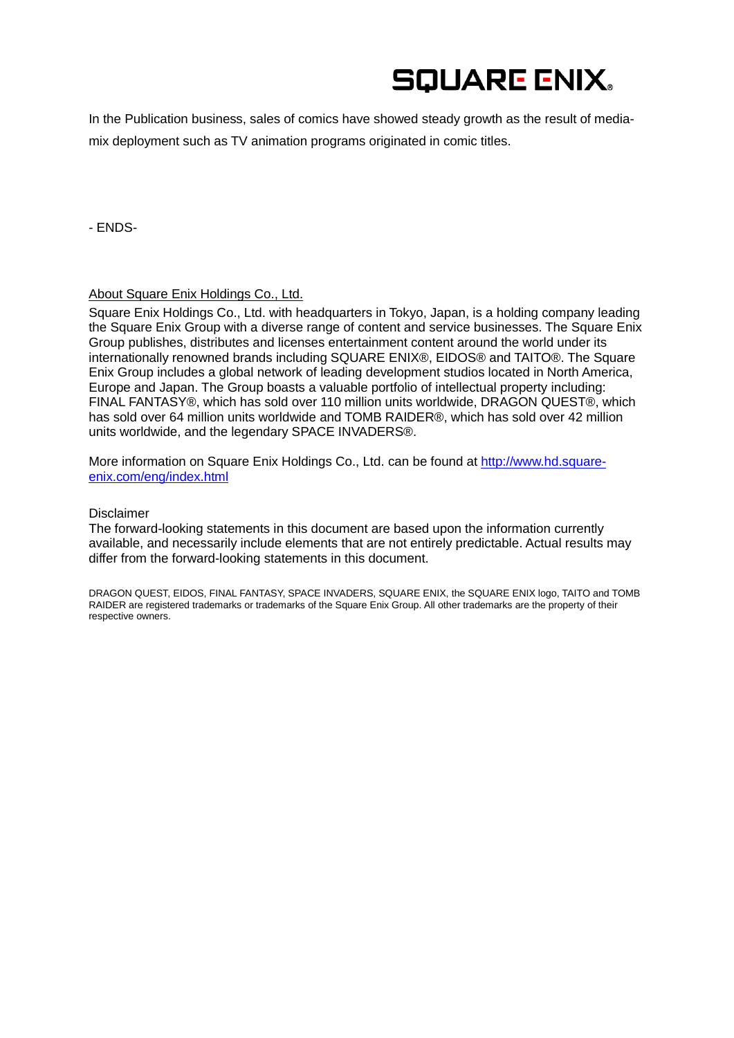In the Publication business, sales of comics have showed steady growth as the result of media-mix deployment such as TV animation programs originated in comic titles.

- ENDS-

About Square Enix Holdings Co., Ltd.

Square Enix Holdings Co., Ltd. with headquarters in Tokyo, Japan, is a holding company leading the Square Enix Group with a diverse range of content and service businesses. The Square Enix Group publishes, distributes and licenses entertainment content around the world under its internationally renowned brands including SQUARE ENIX®, EIDOS® and TAITO®. The Square Enix Group includes a global network of leading development studios located in North America, Europe and Japan. The Group boasts a valuable portfolio of intellectual property including: FINAL FANTASY®, which has sold over 110 million units worldwide, DRAGON QUEST®, which has sold over 64 million units worldwide and TOMB RAIDER®, which has sold over 42 million units worldwide, and the legendary SPACE INVADERS®.

More information on Square Enix Holdings Co., Ltd. can be found at [http://www.hd.square-enix.com/eng/index.html](http://www.hd.square-enix.com/eng/index.html)

Disclaimer

The forward-looking statements in this document are based upon the information currently available, and necessarily include elements that are not entirely predictable. Actual results may differ from the forward-looking statements in this document.

DRAGON QUEST, EIDOS, FINAL FANTASY, SPACE INVADERS, SQUARE ENIX, the SQUARE ENIX logo, TAITO and TOMB RAIDER are registered trademarks or trademarks of the Square Enix Group. All other trademarks are the property of their respective owners.